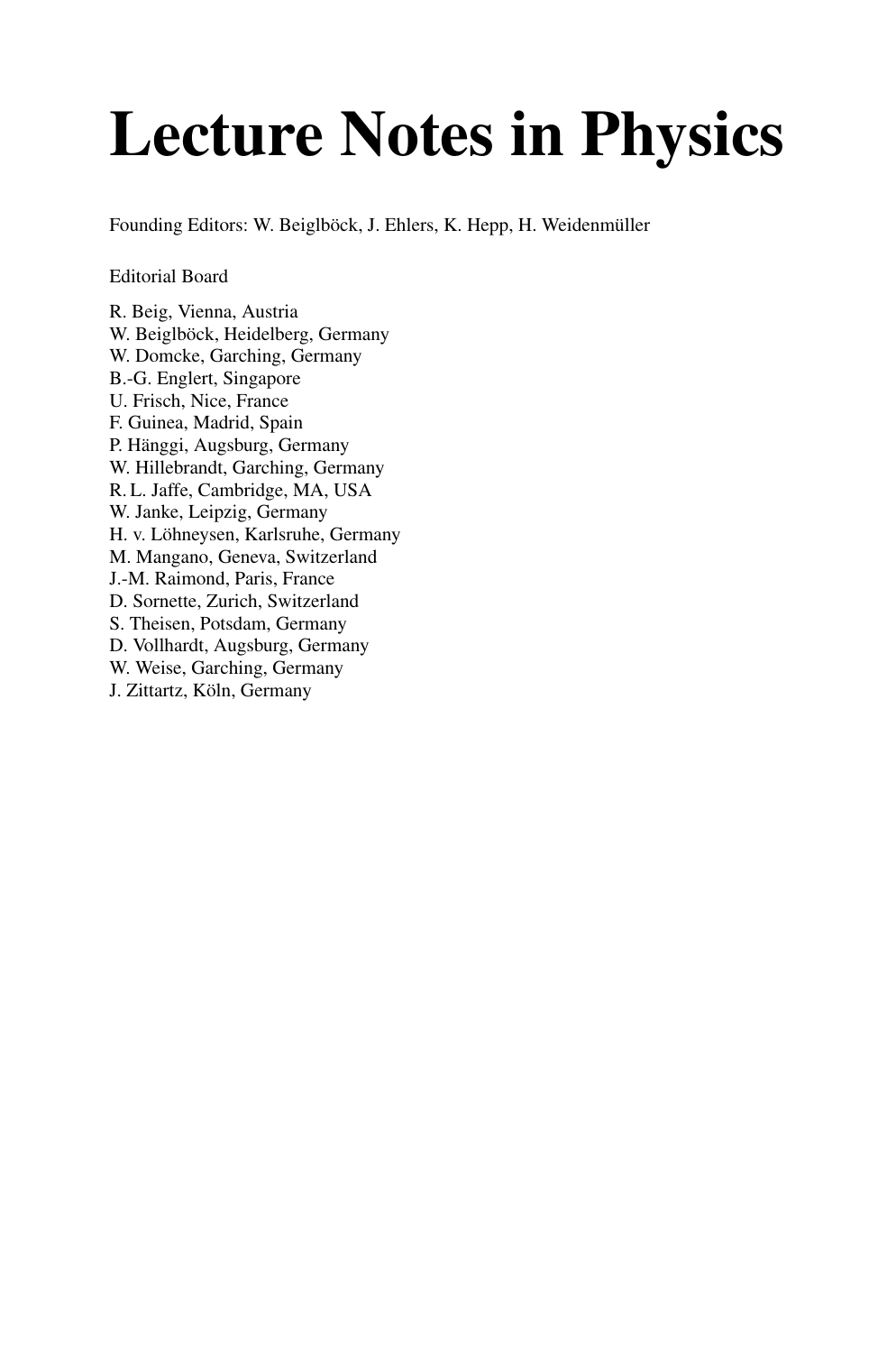# Lecture Notes in Physics

Founding Editors: W. Beiglböck, J. Ehlers, K. Hepp, H. Weidenmüller

Editorial Board

R. Beig, Vienna, Austria
W. Beiglböck, Heidelberg, Germany
W. Domcke, Garching, Germany
B.-G. Englert, Singapore
U. Frisch, Nice, France
F. Guinea, Madrid, Spain
P. Hänggi, Augsburg, Germany
W. Hillebrandt, Garching, Germany
R. L. Jaffe, Cambridge, MA, USA
W. Janke, Leipzig, Germany
H. v. Löhneysen, Karlsruhe, Germany
M. Mangano, Geneva, Switzerland
J.-M. Raimond, Paris, France
D. Sornette, Zurich, Switzerland
S. Theisen, Potsdam, Germany
D. Vollhardt, Augsburg, Germany
W. Weise, Garching, Germany
J. Zittartz, Köln, Germany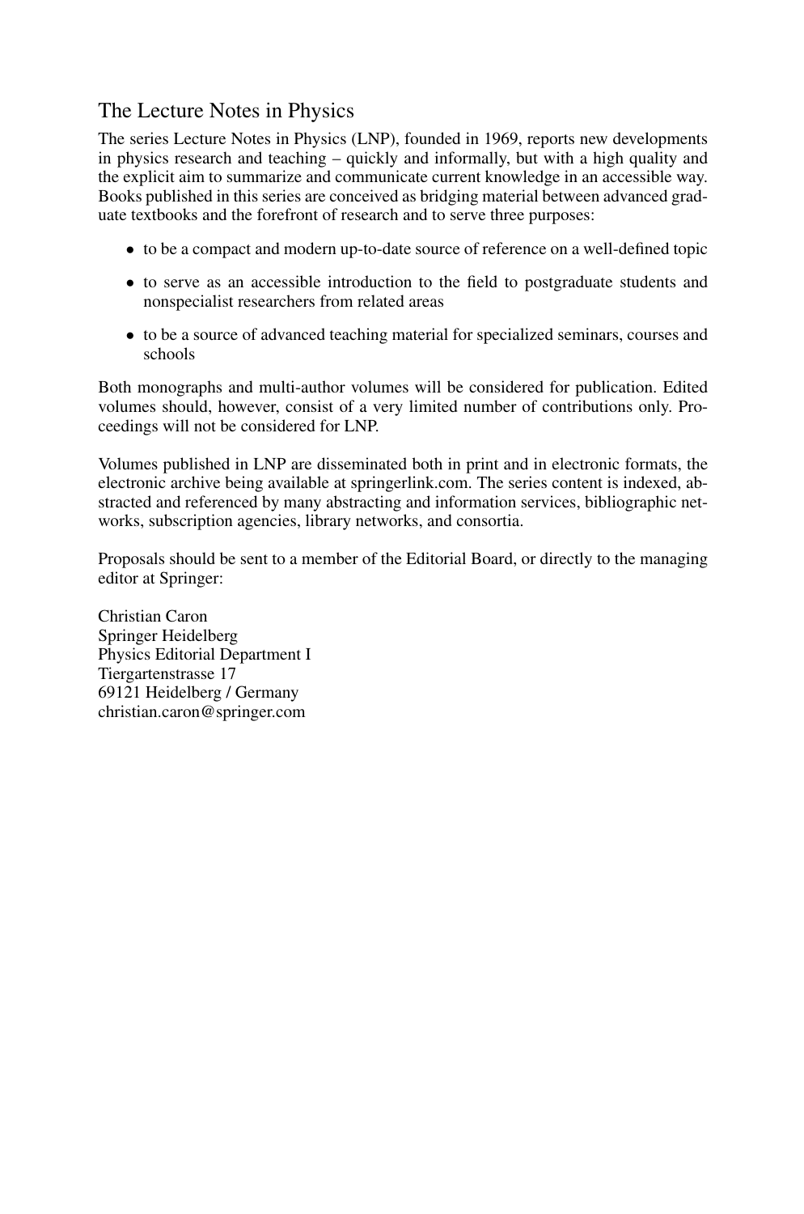## The Lecture Notes in Physics

The series Lecture Notes in Physics (LNP), founded in 1969, reports new developments in physics research and teaching – quickly and informally, but with a high quality and the explicit aim to summarize and communicate current knowledge in an accessible way. Books published in this series are conceived as bridging material between advanced graduate textbooks and the forefront of research and to serve three purposes:

- to be a compact and modern up-to-date source of reference on a well-defined topic
- to serve as an accessible introduction to the field to postgraduate students and nonspecialist researchers from related areas
- to be a source of advanced teaching material for specialized seminars, courses and schools

Both monographs and multi-author volumes will be considered for publication. Edited volumes should, however, consist of a very limited number of contributions only. Proceedings will not be considered for LNP.

Volumes published in LNP are disseminated both in print and in electronic formats, the electronic archive being available at springerlink.com. The series content is indexed, abstracted and referenced by many abstracting and information services, bibliographic networks, subscription agencies, library networks, and consortia.

Proposals should be sent to a member of the Editorial Board, or directly to the managing editor at Springer:

Christian Caron
Springer Heidelberg
Physics Editorial Department I
Tiergartenstrasse 17
69121 Heidelberg / Germany
christian.caron@springer.com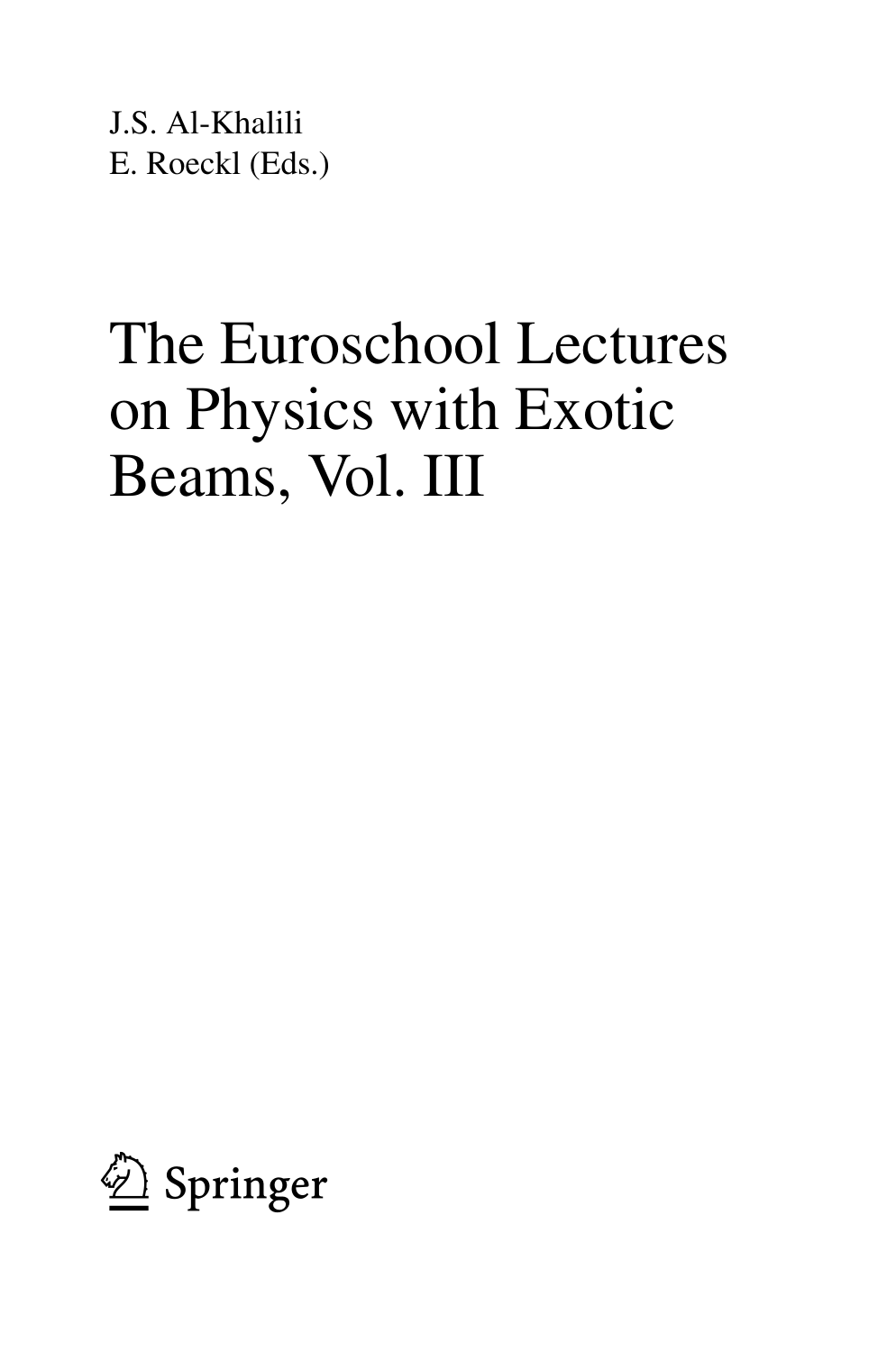J.S. Al-Khalili
E. Roeckl (Eds.)

# The Euroschool Lectures on Physics with Exotic Beams, Vol. III

Springer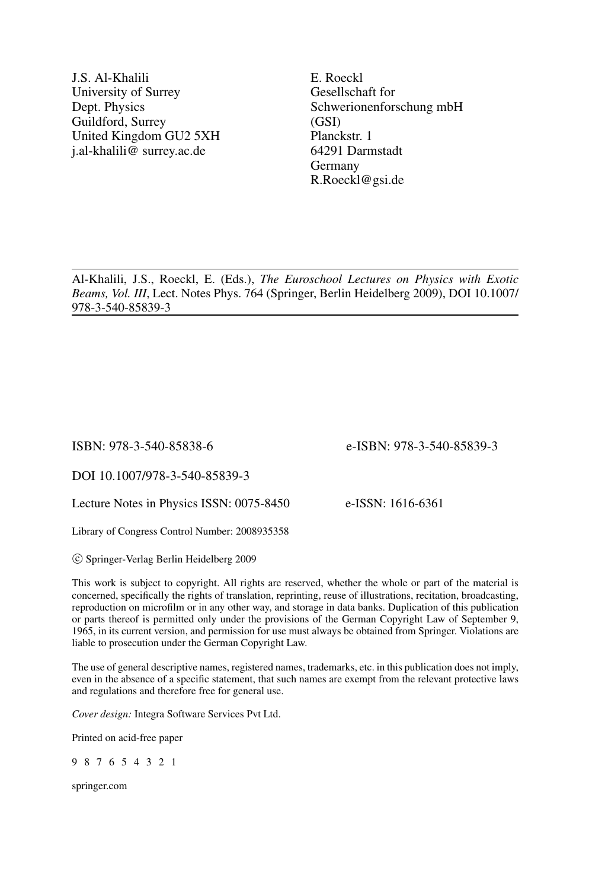J.S. Al-Khalili
University of Surrey
Dept. Physics
Guildford, Surrey
United Kingdom GU2 5XH
j.al-khalili@ surrey.ac.de

E. Roeckl
Gesellschaft for
Schwerionenforschung mbH
(GSI)
Planckstr. 1
64291 Darmstadt
Germany
R.Roeckl@gsi.de

---

Al-Khalili, J.S., Roeckl, E. (Eds.), *The Euroschool Lectures on Physics with Exotic Beams, Vol. III*, Lect. Notes Phys. 764 (Springer, Berlin Heidelberg 2009), DOI 10.1007/978-3-540-85839-3

---

ISBN: 978-3-540-85838-6 e-ISBN: 978-3-540-85839-3

DOI 10.1007/978-3-540-85839-3

Lecture Notes in Physics ISSN: 0075-8450 e-ISSN: 1616-6361

Library of Congress Control Number: 2008935358

© Springer-Verlag Berlin Heidelberg 2009

This work is subject to copyright. All rights are reserved, whether the whole or part of the material is concerned, specifically the rights of translation, reprinting, reuse of illustrations, recitation, broadcasting, reproduction on microfilm or in any other way, and storage in data banks. Duplication of this publication or parts thereof is permitted only under the provisions of the German Copyright Law of September 9, 1965, in its current version, and permission for use must always be obtained from Springer. Violations are liable to prosecution under the German Copyright Law.

The use of general descriptive names, registered names, trademarks, etc. in this publication does not imply, even in the absence of a specific statement, that such names are exempt from the relevant protective laws and regulations and therefore free for general use.

*Cover design:* Integra Software Services Pvt Ltd.

Printed on acid-free paper

9 8 7 6 5 4 3 2 1

springer.com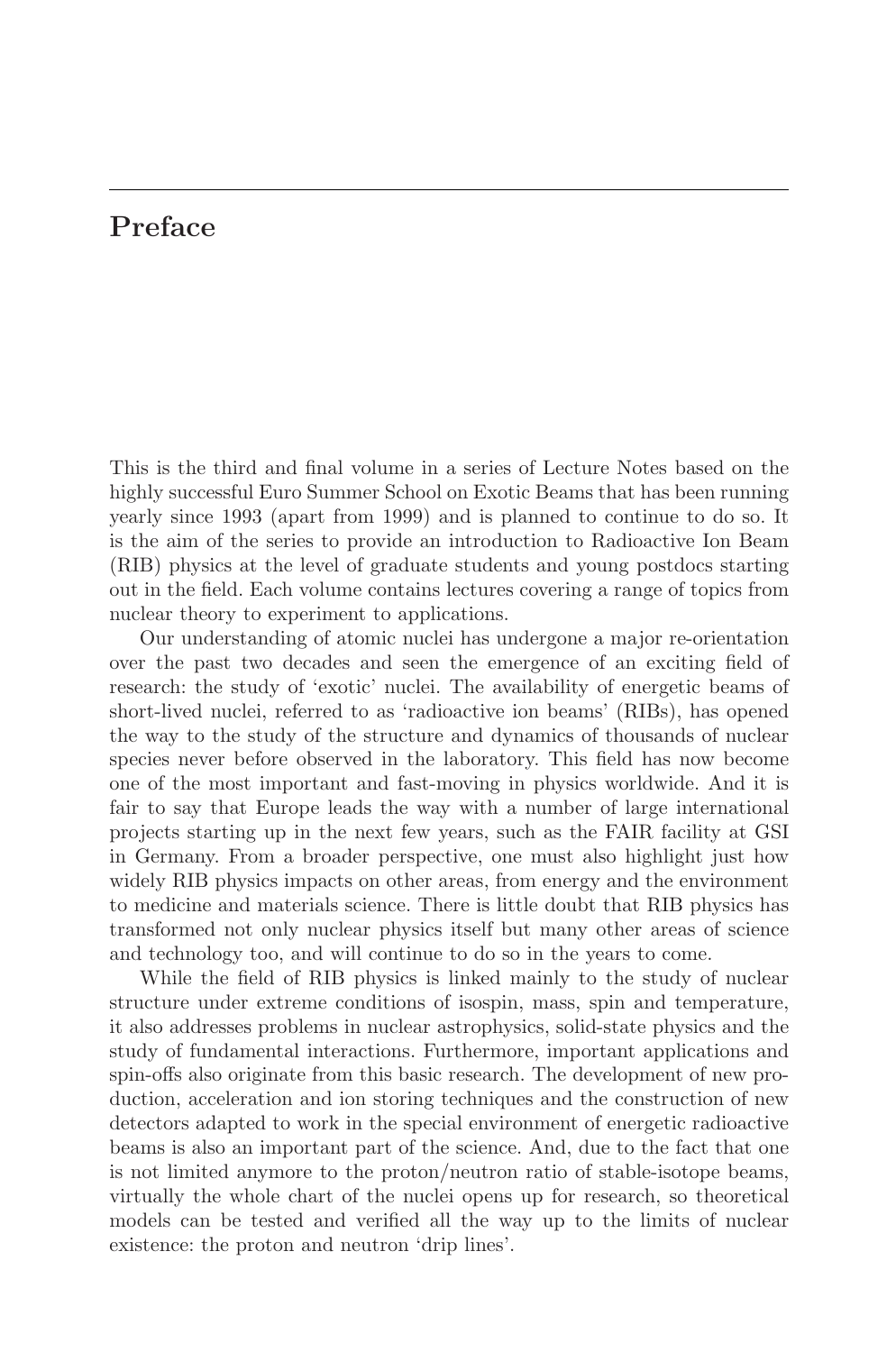# Preface

This is the third and final volume in a series of Lecture Notes based on the highly successful Euro Summer School on Exotic Beams that has been running yearly since 1993 (apart from 1999) and is planned to continue to do so. It is the aim of the series to provide an introduction to Radioactive Ion Beam (RIB) physics at the level of graduate students and young postdocs starting out in the field. Each volume contains lectures covering a range of topics from nuclear theory to experiment to applications.

Our understanding of atomic nuclei has undergone a major re-orientation over the past two decades and seen the emergence of an exciting field of research: the study of 'exotic' nuclei. The availability of energetic beams of short-lived nuclei, referred to as 'radioactive ion beams' (RIBs), has opened the way to the study of the structure and dynamics of thousands of nuclear species never before observed in the laboratory. This field has now become one of the most important and fast-moving in physics worldwide. And it is fair to say that Europe leads the way with a number of large international projects starting up in the next few years, such as the FAIR facility at GSI in Germany. From a broader perspective, one must also highlight just how widely RIB physics impacts on other areas, from energy and the environment to medicine and materials science. There is little doubt that RIB physics has transformed not only nuclear physics itself but many other areas of science and technology too, and will continue to do so in the years to come.

While the field of RIB physics is linked mainly to the study of nuclear structure under extreme conditions of isospin, mass, spin and temperature, it also addresses problems in nuclear astrophysics, solid-state physics and the study of fundamental interactions. Furthermore, important applications and spin-offs also originate from this basic research. The development of new production, acceleration and ion storing techniques and the construction of new detectors adapted to work in the special environment of energetic radioactive beams is also an important part of the science. And, due to the fact that one is not limited anymore to the proton/neutron ratio of stable-isotope beams, virtually the whole chart of the nuclei opens up for research, so theoretical models can be tested and verified all the way up to the limits of nuclear existence: the proton and neutron 'drip lines'.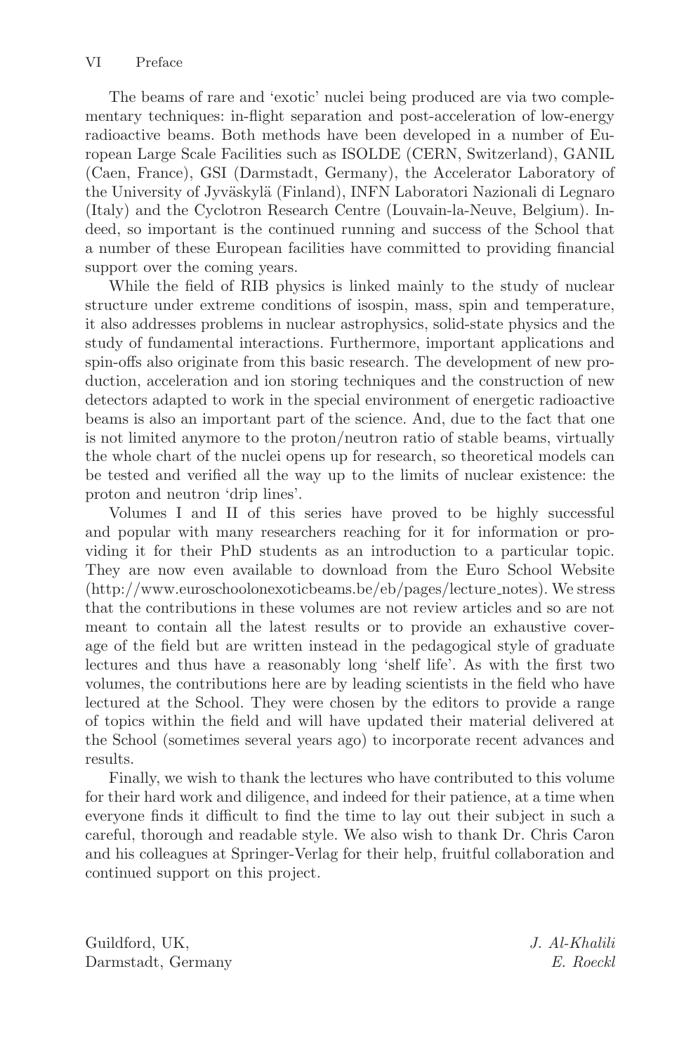The beams of rare and 'exotic' nuclei being produced are via two complementary techniques: in-flight separation and post-acceleration of low-energy radioactive beams. Both methods have been developed in a number of European Large Scale Facilities such as ISOLDE (CERN, Switzerland), GANIL (Caen, France), GSI (Darmstadt, Germany), the Accelerator Laboratory of the University of Jyväskylä (Finland), INFN Laboratori Nazionali di Legnaro (Italy) and the Cyclotron Research Centre (Louvain-la-Neuve, Belgium). Indeed, so important is the continued running and success of the School that a number of these European facilities have committed to providing financial support over the coming years.

While the field of RIB physics is linked mainly to the study of nuclear structure under extreme conditions of isospin, mass, spin and temperature, it also addresses problems in nuclear astrophysics, solid-state physics and the study of fundamental interactions. Furthermore, important applications and spin-offs also originate from this basic research. The development of new production, acceleration and ion storing techniques and the construction of new detectors adapted to work in the special environment of energetic radioactive beams is also an important part of the science. And, due to the fact that one is not limited anymore to the proton/neutron ratio of stable beams, virtually the whole chart of the nuclei opens up for research, so theoretical models can be tested and verified all the way up to the limits of nuclear existence: the proton and neutron 'drip lines'.

Volumes I and II of this series have proved to be highly successful and popular with many researchers reaching for it for information or providing it for their PhD students as an introduction to a particular topic. They are now even available to download from the Euro School Website (http://www.euroschoolonexoticbeams.be/eb/pages/lecture_notes). We stress that the contributions in these volumes are not review articles and so are not meant to contain all the latest results or to provide an exhaustive coverage of the field but are written instead in the pedagogical style of graduate lectures and thus have a reasonably long 'shelf life'. As with the first two volumes, the contributions here are by leading scientists in the field who have lectured at the School. They were chosen by the editors to provide a range of topics within the field and will have updated their material delivered at the School (sometimes several years ago) to incorporate recent advances and results.

Finally, we wish to thank the lectures who have contributed to this volume for their hard work and diligence, and indeed for their patience, at a time when everyone finds it difficult to find the time to lay out their subject in such a careful, thorough and readable style. We also wish to thank Dr. Chris Caron and his colleagues at Springer-Verlag for their help, fruitful collaboration and continued support on this project.

Guildford, UK, *J. Al-Khalili*
Darmstadt, Germany *E. Roeckl*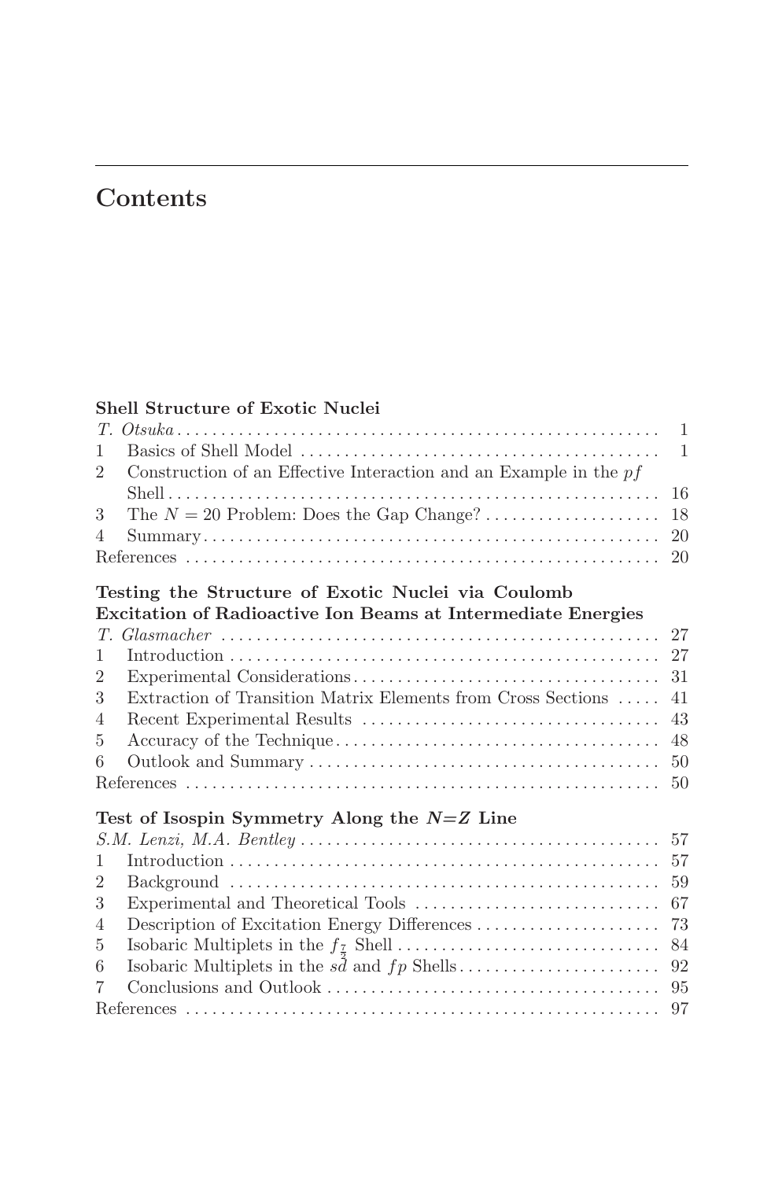# Contents

**Shell Structure of Exotic Nuclei**

*T. Otsuka* . . . . . . . . . . 1

1 Basics of Shell Model . . . . . . . . . . 1

2 Construction of an Effective Interaction and an Example in the $pf$ Shell . . . . . . . . . . 16

3 The $N = 20$ Problem: Does the Gap Change? . . . . . . . . . . 18

4 Summary . . . . . . . . . . 20

References . . . . . . . . . . 20

**Testing the Structure of Exotic Nuclei via Coulomb Excitation of Radioactive Ion Beams at Intermediate Energies**

*T. Glasmacher* . . . . . . . . . . 27

1 Introduction . . . . . . . . . . 27

2 Experimental Considerations . . . . . . . . . . 31

3 Extraction of Transition Matrix Elements from Cross Sections . . . . . . . . . . 41

4 Recent Experimental Results . . . . . . . . . . 43

5 Accuracy of the Technique . . . . . . . . . . 48

6 Outlook and Summary . . . . . . . . . . 50

References . . . . . . . . . . 50

**Test of Isospin Symmetry Along the $N=Z$ Line**

*S.M. Lenzi, M.A. Bentley* . . . . . . . . . . 57

1 Introduction . . . . . . . . . . 57

2 Background . . . . . . . . . . 59

3 Experimental and Theoretical Tools . . . . . . . . . . 67

4 Description of Excitation Energy Differences . . . . . . . . . . 73

5 Isobaric Multiplets in the $f_{\frac{7}{2}}$ Shell . . . . . . . . . . 84

6 Isobaric Multiplets in the $sd$ and $fp$ Shells . . . . . . . . . . 92

7 Conclusions and Outlook . . . . . . . . . . 95

References . . . . . . . . . . 97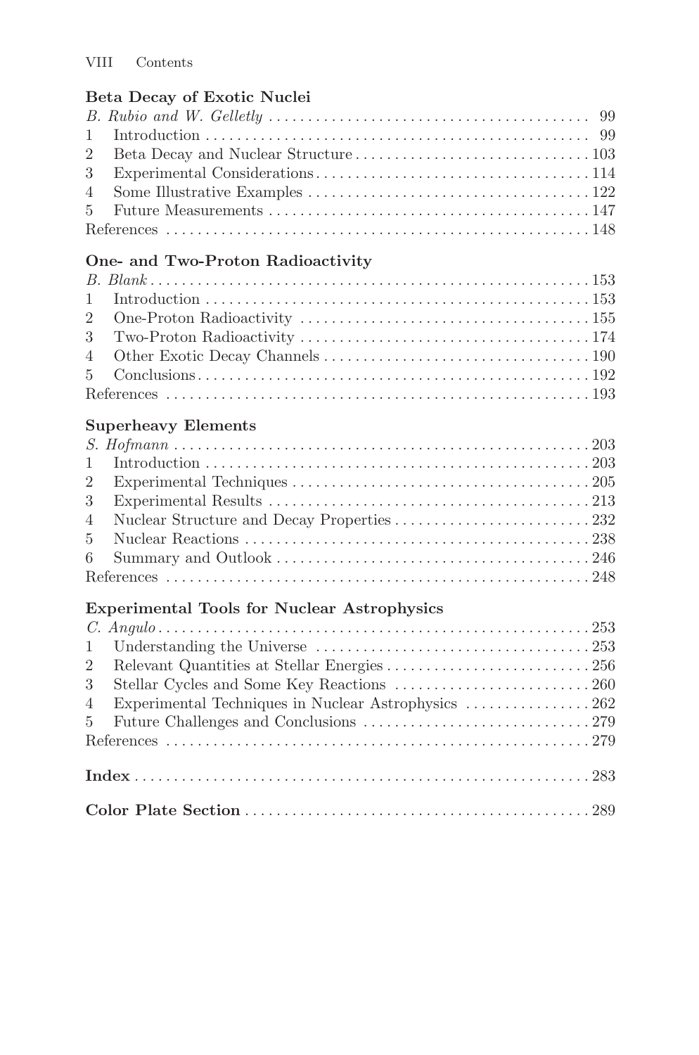**Beta Decay of Exotic Nuclei**

*B. Rubio and W. Gelletly* . . . . . . . . . 99

1 Introduction . . . . . . . . . 99
2 Beta Decay and Nuclear Structure . . . . . . . . . 103
3 Experimental Considerations . . . . . . . . . 114
4 Some Illustrative Examples . . . . . . . . . 122
5 Future Measurements . . . . . . . . . 147
References . . . . . . . . . 148

**One- and Two-Proton Radioactivity**

*B. Blank* . . . . . . . . . 153

1 Introduction . . . . . . . . . 153
2 One-Proton Radioactivity . . . . . . . . . 155
3 Two-Proton Radioactivity . . . . . . . . . 174
4 Other Exotic Decay Channels . . . . . . . . . 190
5 Conclusions . . . . . . . . . 192
References . . . . . . . . . 193

**Superheavy Elements**

*S. Hofmann* . . . . . . . . . 203

1 Introduction . . . . . . . . . 203
2 Experimental Techniques . . . . . . . . . 205
3 Experimental Results . . . . . . . . . 213
4 Nuclear Structure and Decay Properties . . . . . . . . . 232
5 Nuclear Reactions . . . . . . . . . 238
6 Summary and Outlook . . . . . . . . . 246
References . . . . . . . . . 248

**Experimental Tools for Nuclear Astrophysics**

*C. Angulo* . . . . . . . . . 253

1 Understanding the Universe . . . . . . . . . 253
2 Relevant Quantities at Stellar Energies . . . . . . . . . 256
3 Stellar Cycles and Some Key Reactions . . . . . . . . . 260
4 Experimental Techniques in Nuclear Astrophysics . . . . . . . . . 262
5 Future Challenges and Conclusions . . . . . . . . . 279
References . . . . . . . . . 279

**Index** . . . . . . . . . 283

**Color Plate Section** . . . . . . . . . 289